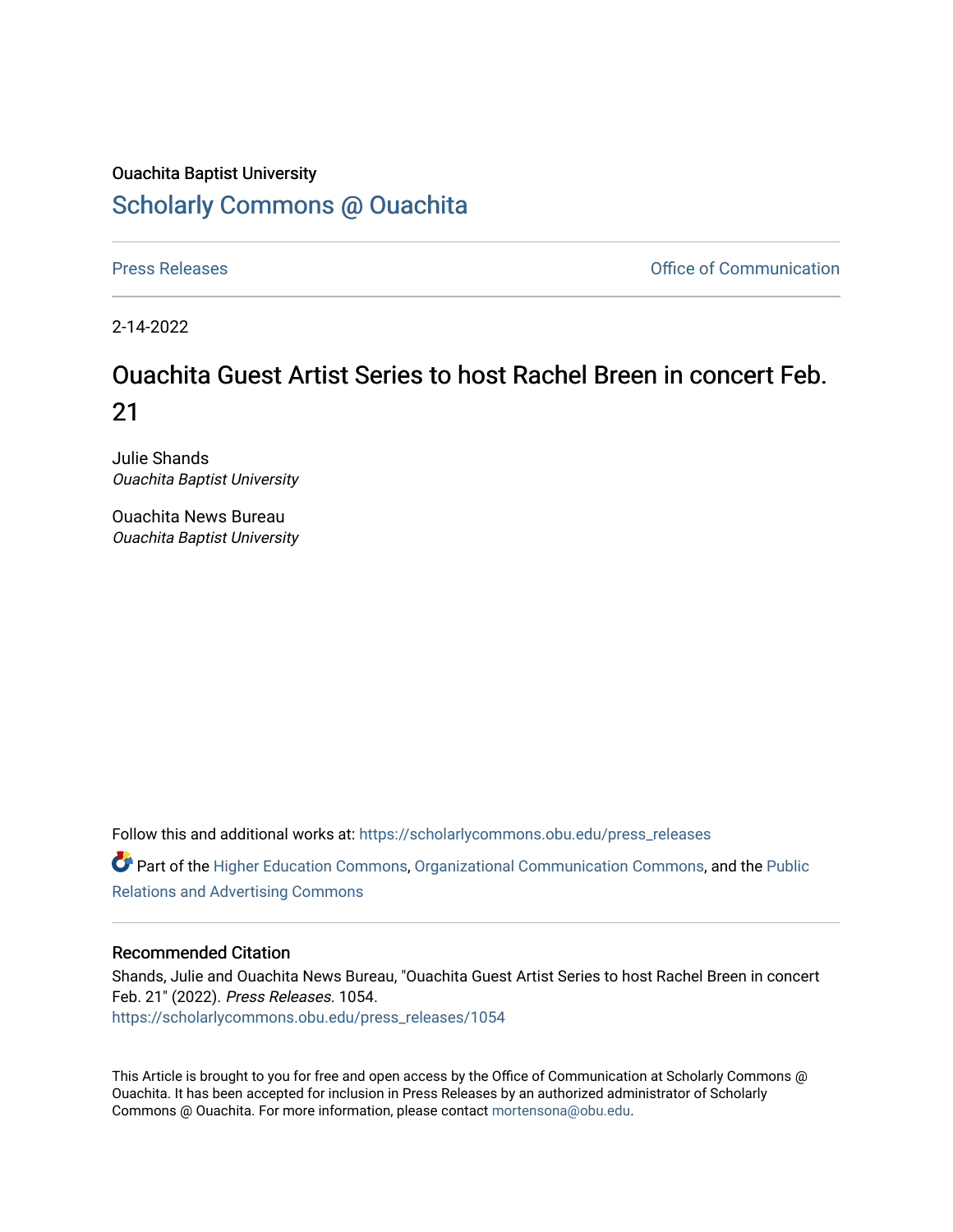Ouachita Baptist University

## Scholarly Commons @ Ouachita

Press Releases | Office of Communication

2-14-2022

# Ouachita Guest Artist Series to host Rachel Breen in concert Feb. 21

Julie Shands
*Ouachita Baptist University*

Ouachita News Bureau
*Ouachita Baptist University*

Follow this and additional works at: https://scholarlycommons.obu.edu/press_releases

Part of the Higher Education Commons, Organizational Communication Commons, and the Public Relations and Advertising Commons

### Recommended Citation

Shands, Julie and Ouachita News Bureau, "Ouachita Guest Artist Series to host Rachel Breen in concert Feb. 21" (2022). *Press Releases*. 1054.
https://scholarlycommons.obu.edu/press_releases/1054

This Article is brought to you for free and open access by the Office of Communication at Scholarly Commons @ Ouachita. It has been accepted for inclusion in Press Releases by an authorized administrator of Scholarly Commons @ Ouachita. For more information, please contact mortensona@obu.edu.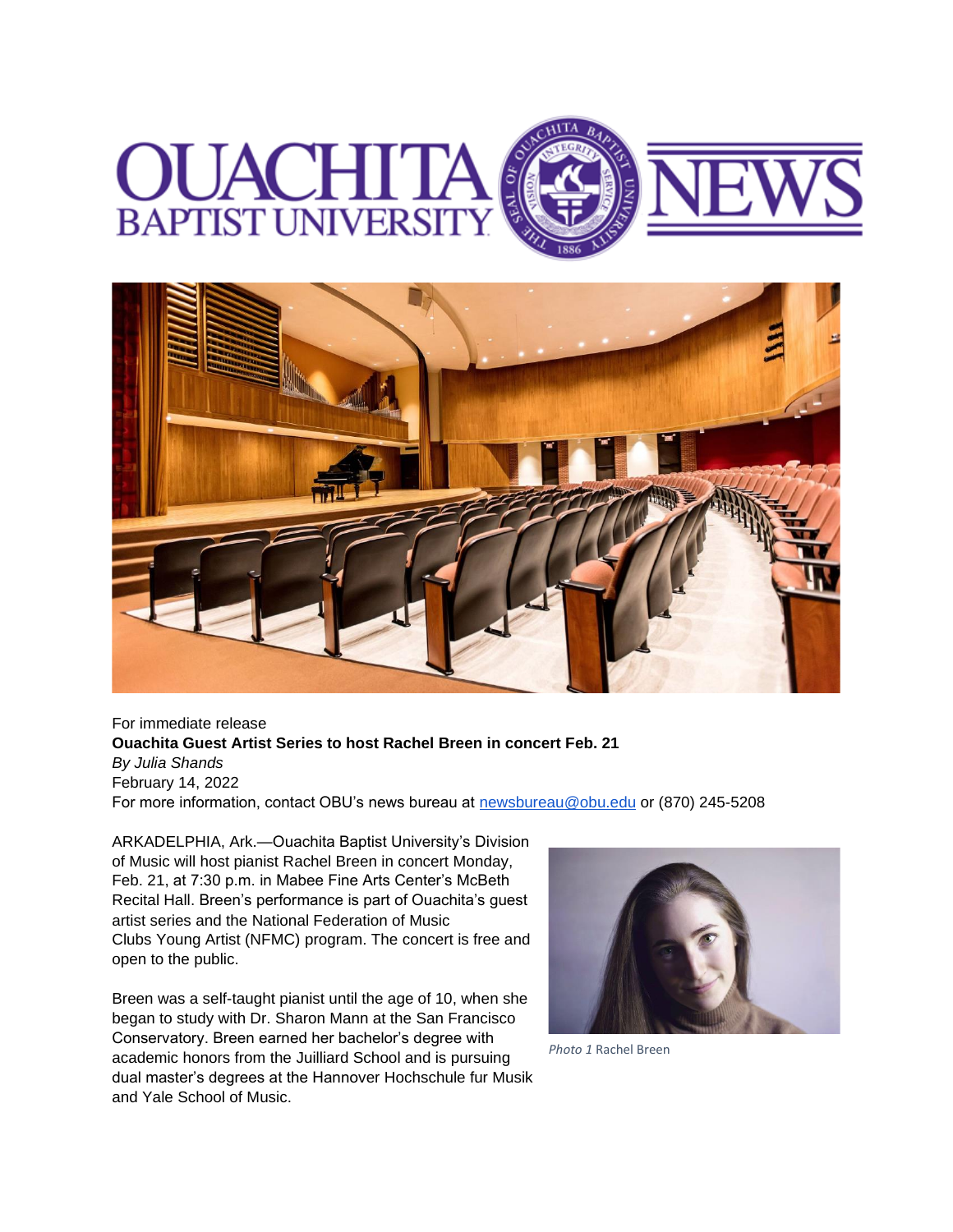For immediate release

**Ouachita Guest Artist Series to host Rachel Breen in concert Feb. 21**

*By Julia Shands*

February 14, 2022

For more information, contact OBU's news bureau at newsbureau@obu.edu or (870) 245-5208

ARKADELPHIA, Ark.—Ouachita Baptist University's Division of Music will host pianist Rachel Breen in concert Monday, Feb. 21, at 7:30 p.m. in Mabee Fine Arts Center's McBeth Recital Hall. Breen's performance is part of Ouachita's guest artist series and the National Federation of Music Clubs Young Artist (NFMC) program. The concert is free and open to the public.

*Photo 1* Rachel Breen

Breen was a self-taught pianist until the age of 10, when she began to study with Dr. Sharon Mann at the San Francisco Conservatory. Breen earned her bachelor's degree with academic honors from the Juilliard School and is pursuing dual master's degrees at the Hannover Hochschule fur Musik and Yale School of Music.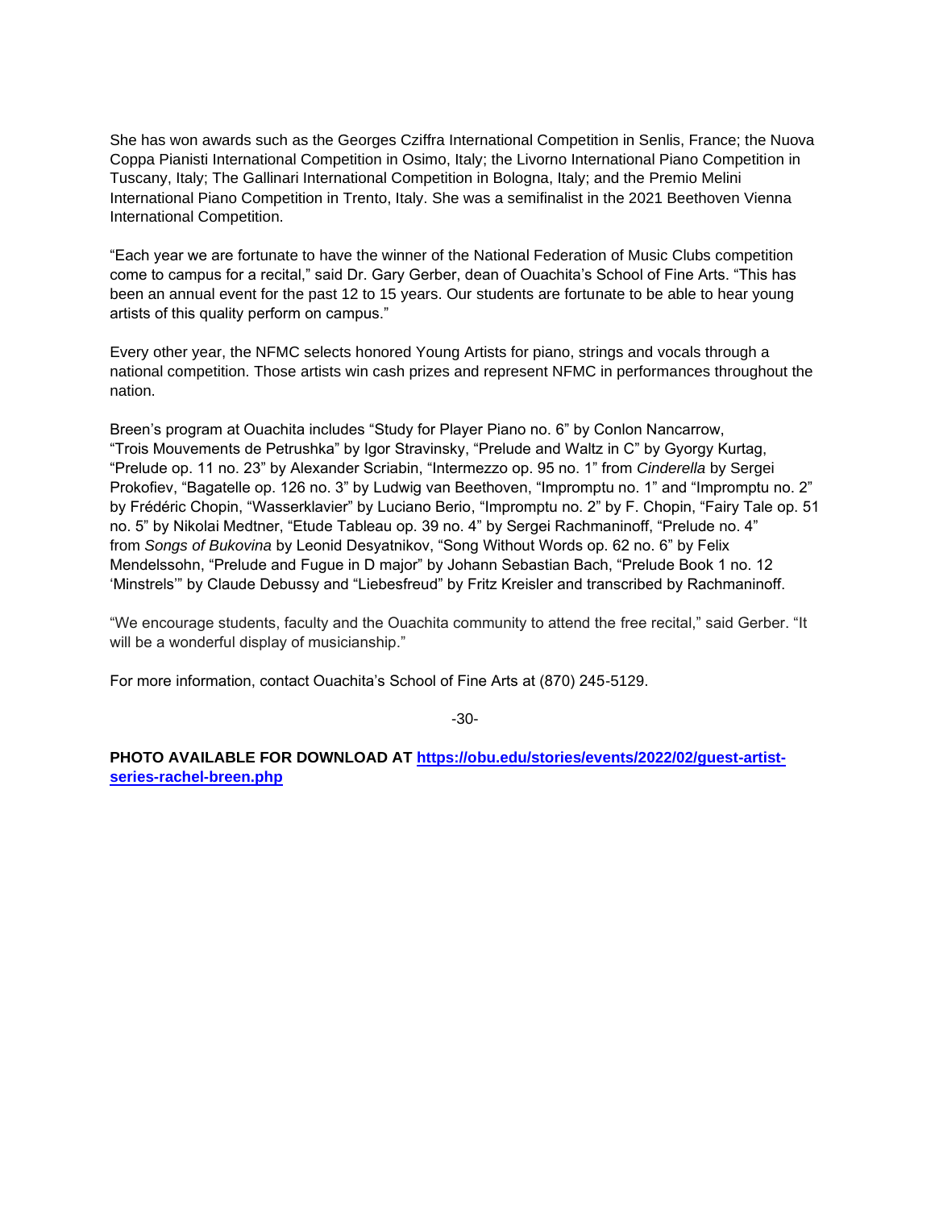She has won awards such as the Georges Cziffra International Competition in Senlis, France; the Nuova Coppa Pianisti International Competition in Osimo, Italy; the Livorno International Piano Competition in Tuscany, Italy; The Gallinari International Competition in Bologna, Italy; and the Premio Melini International Piano Competition in Trento, Italy. She was a semifinalist in the 2021 Beethoven Vienna International Competition.

"Each year we are fortunate to have the winner of the National Federation of Music Clubs competition come to campus for a recital," said Dr. Gary Gerber, dean of Ouachita's School of Fine Arts. "This has been an annual event for the past 12 to 15 years. Our students are fortunate to be able to hear young artists of this quality perform on campus."

Every other year, the NFMC selects honored Young Artists for piano, strings and vocals through a national competition. Those artists win cash prizes and represent NFMC in performances throughout the nation.

Breen's program at Ouachita includes "Study for Player Piano no. 6" by Conlon Nancarrow, "Trois Mouvements de Petrushka" by Igor Stravinsky, "Prelude and Waltz in C" by Gyorgy Kurtag, "Prelude op. 11 no. 23" by Alexander Scriabin, "Intermezzo op. 95 no. 1" from *Cinderella* by Sergei Prokofiev, "Bagatelle op. 126 no. 3" by Ludwig van Beethoven, "Impromptu no. 1" and "Impromptu no. 2" by Frédéric Chopin, "Wasserklavier" by Luciano Berio, "Impromptu no. 2" by F. Chopin, "Fairy Tale op. 51 no. 5" by Nikolai Medtner, "Etude Tableau op. 39 no. 4" by Sergei Rachmaninoff, "Prelude no. 4" from *Songs of Bukovina* by Leonid Desyatnikov, "Song Without Words op. 62 no. 6" by Felix Mendelssohn, "Prelude and Fugue in D major" by Johann Sebastian Bach, "Prelude Book 1 no. 12 'Minstrels'" by Claude Debussy and "Liebesfreud" by Fritz Kreisler and transcribed by Rachmaninoff.

"We encourage students, faculty and the Ouachita community to attend the free recital," said Gerber. "It will be a wonderful display of musicianship."

For more information, contact Ouachita's School of Fine Arts at (870) 245-5129.

-30-

**PHOTO AVAILABLE FOR DOWNLOAD AT [https://obu.edu/stories/events/2022/02/guest-artist-series-rachel-breen.php](https://obu.edu/stories/events/2022/02/guest-artist-series-rachel-breen.php)**